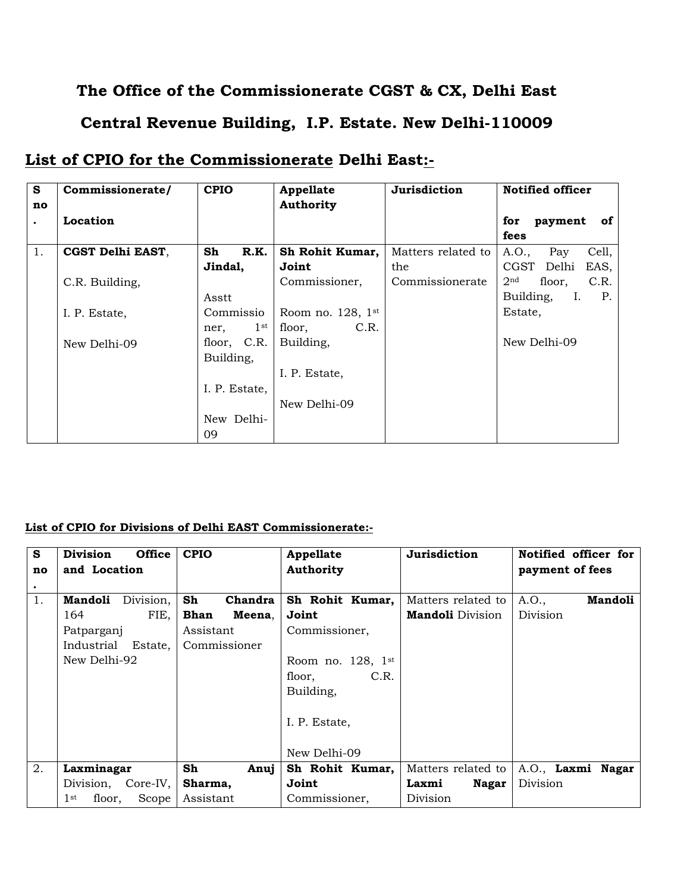# The Office of the Commissionerate CGST & CX, Delhi East

## Central Revenue Building, I.P. Estate. New Delhi-110009

## List of CPIO for the Commissionerate Delhi East:-

| S no. | Commissionerate/ Location | CPIO | Appellate Authority | Jurisdiction | Notified officer for payment of fees |
|---|---|---|---|---|---|
| 1. | **CGST Delhi EAST**, C.R. Building, I. P. Estate, New Delhi-09 | **Sh R.K. Jindal,** Asstt Commissioner, 1st floor, C.R. Building, I. P. Estate, New Delhi-09 | **Sh Rohit Kumar, Joint** Commissioner, Room no. 128, 1st floor, C.R. Building, I. P. Estate, New Delhi-09 | Matters related to the Commissionerate | A.O., Pay Cell, CGST Delhi EAS, 2nd floor, C.R. Building, I. P. Estate, New Delhi-09 |

**List of CPIO for Divisions of Delhi EAST Commissionerate:-**

| S no. | Division Office and Location | CPIO | Appellate Authority | Jurisdiction | Notified officer for payment of fees |
|---|---|---|---|---|---|
| 1. | **Mandoli** Division, 164 FIE, Patparganj Industrial Estate, New Delhi-92 | **Sh Chandra Bhan Meena**, Assistant Commissioner | **Sh Rohit Kumar, Joint** Commissioner, Room no. 128, 1st floor, C.R. Building, I. P. Estate, New Delhi-09 | Matters related to **Mandoli** Division | A.O., **Mandoli** Division |
| 2. | **Laxminagar** Division, Core-IV, 1st floor, Scope | **Sh Anuj Sharma,** Assistant | **Sh Rohit Kumar, Joint** Commissioner, | Matters related to **Laxmi Nagar** Division | A.O., **Laxmi Nagar** Division |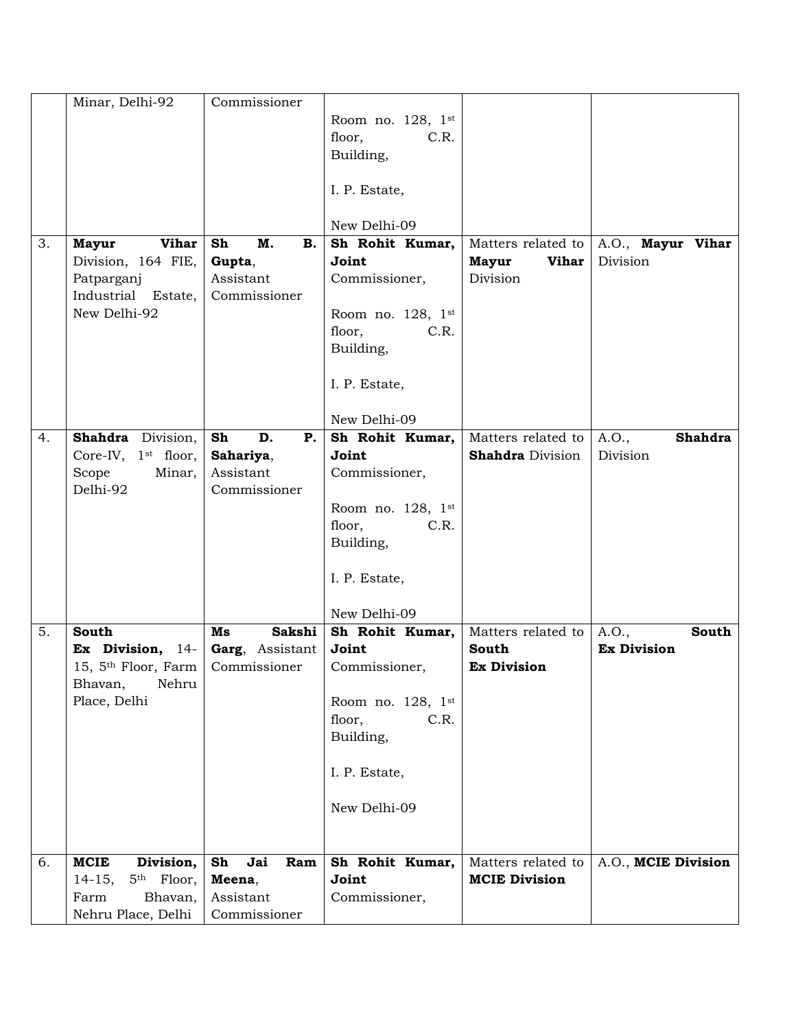| | | | | | |
|---|---|---|---|---|---|
| | Minar, Delhi-92 | Commissioner | Room no. 128, 1st floor, C.R. Building, I. P. Estate, New Delhi-09 | | |
| 3. | **Mayur Vihar** Division, 164 FIE, Patparganj Industrial Estate, New Delhi-92 | **Sh M. B. Gupta**, Assistant Commissioner | **Sh Rohit Kumar, Joint** Commissioner, Room no. 128, 1st floor, C.R. Building, I. P. Estate, New Delhi-09 | Matters related to **Mayur Vihar** Division | A.O., **Mayur Vihar** Division |
| 4. | **Shahdra** Division, Core-IV, 1st floor, Scope Minar, Delhi-92 | **Sh D. P. Sahariya**, Assistant Commissioner | **Sh Rohit Kumar, Joint** Commissioner, Room no. 128, 1st floor, C.R. Building, I. P. Estate, New Delhi-09 | Matters related to **Shahdra** Division | A.O., **Shahdra** Division |
| 5. | **South Ex Division,** 14-15, 5th Floor, Farm Bhavan, Nehru Place, Delhi | **Ms Sakshi Garg**, Assistant Commissioner | **Sh Rohit Kumar, Joint** Commissioner, Room no. 128, 1st floor, C.R. Building, I. P. Estate, New Delhi-09 | Matters related to **South Ex Division** | A.O., **South Ex Division** |
| 6. | **MCIE Division,** 14-15, 5th Floor, Farm Bhavan, Nehru Place, Delhi | **Sh Jai Ram Meena**, Assistant Commissioner | **Sh Rohit Kumar, Joint** Commissioner, | Matters related to **MCIE Division** | A.O., **MCIE Division** |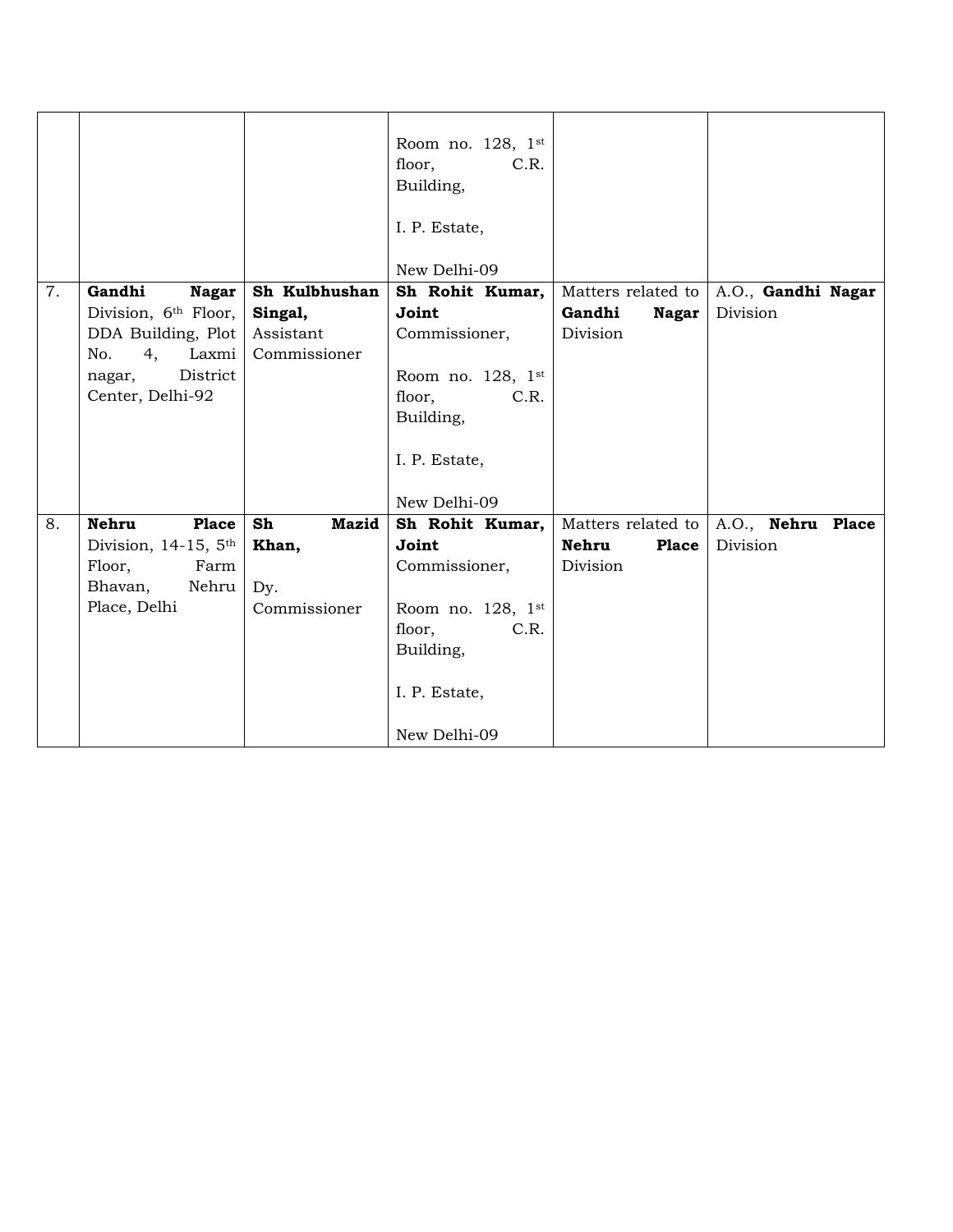| | | | | | |
|---|---|---|---|---|---|
| | | | Room no. 128, 1st floor, C.R. Building, I. P. Estate, New Delhi-09 | | |
| 7. | **Gandhi Nagar** Division, 6th Floor, DDA Building, Plot No. 4, Laxmi nagar, District Center, Delhi-92 | **Sh Kulbhushan Singal,** Assistant Commissioner | **Sh Rohit Kumar, Joint** Commissioner, Room no. 128, 1st floor, C.R. Building, I. P. Estate, New Delhi-09 | Matters related to **Gandhi Nagar** Division | A.O., **Gandhi Nagar** Division |
| 8. | **Nehru Place** Division, 14-15, 5th Floor, Farm Bhavan, Nehru Place, Delhi | **Sh Mazid Khan,** Dy. Commissioner | **Sh Rohit Kumar, Joint** Commissioner, Room no. 128, 1st floor, C.R. Building, I. P. Estate, New Delhi-09 | Matters related to **Nehru Place** Division | A.O., **Nehru Place** Division |